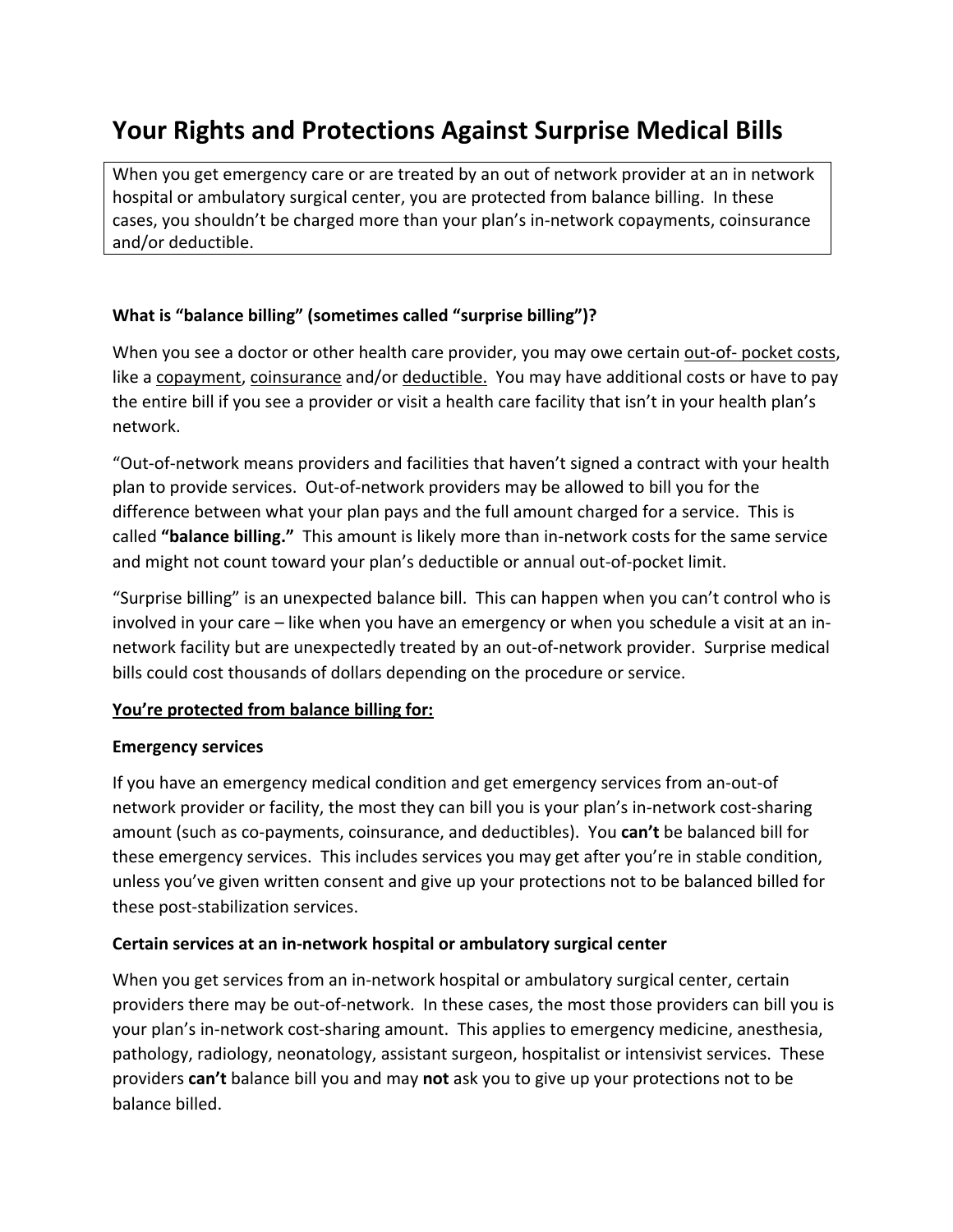# Your Rights and Protections Against Surprise Medical Bills

When you get emergency care or are treated by an out of network provider at an in network hospital or ambulatory surgical center, you are protected from balance billing. In these cases, you shouldn't be charged more than your plan's in-network copayments, coinsurance and/or deductible.

**What is "balance billing" (sometimes called "surprise billing")?**

When you see a doctor or other health care provider, you may owe certain out-of- pocket costs, like a copayment, coinsurance and/or deductible. You may have additional costs or have to pay the entire bill if you see a provider or visit a health care facility that isn't in your health plan's network.

"Out-of-network means providers and facilities that haven't signed a contract with your health plan to provide services. Out-of-network providers may be allowed to bill you for the difference between what your plan pays and the full amount charged for a service. This is called **"balance billing."** This amount is likely more than in-network costs for the same service and might not count toward your plan's deductible or annual out-of-pocket limit.

"Surprise billing" is an unexpected balance bill. This can happen when you can't control who is involved in your care – like when you have an emergency or when you schedule a visit at an in-network facility but are unexpectedly treated by an out-of-network provider. Surprise medical bills could cost thousands of dollars depending on the procedure or service.

**You're protected from balance billing for:**

**Emergency services**

If you have an emergency medical condition and get emergency services from an-out-of network provider or facility, the most they can bill you is your plan's in-network cost-sharing amount (such as co-payments, coinsurance, and deductibles). You **can't** be balanced bill for these emergency services. This includes services you may get after you're in stable condition, unless you've given written consent and give up your protections not to be balanced billed for these post-stabilization services.

**Certain services at an in-network hospital or ambulatory surgical center**

When you get services from an in-network hospital or ambulatory surgical center, certain providers there may be out-of-network. In these cases, the most those providers can bill you is your plan's in-network cost-sharing amount. This applies to emergency medicine, anesthesia, pathology, radiology, neonatology, assistant surgeon, hospitalist or intensivist services. These providers **can't** balance bill you and may **not** ask you to give up your protections not to be balance billed.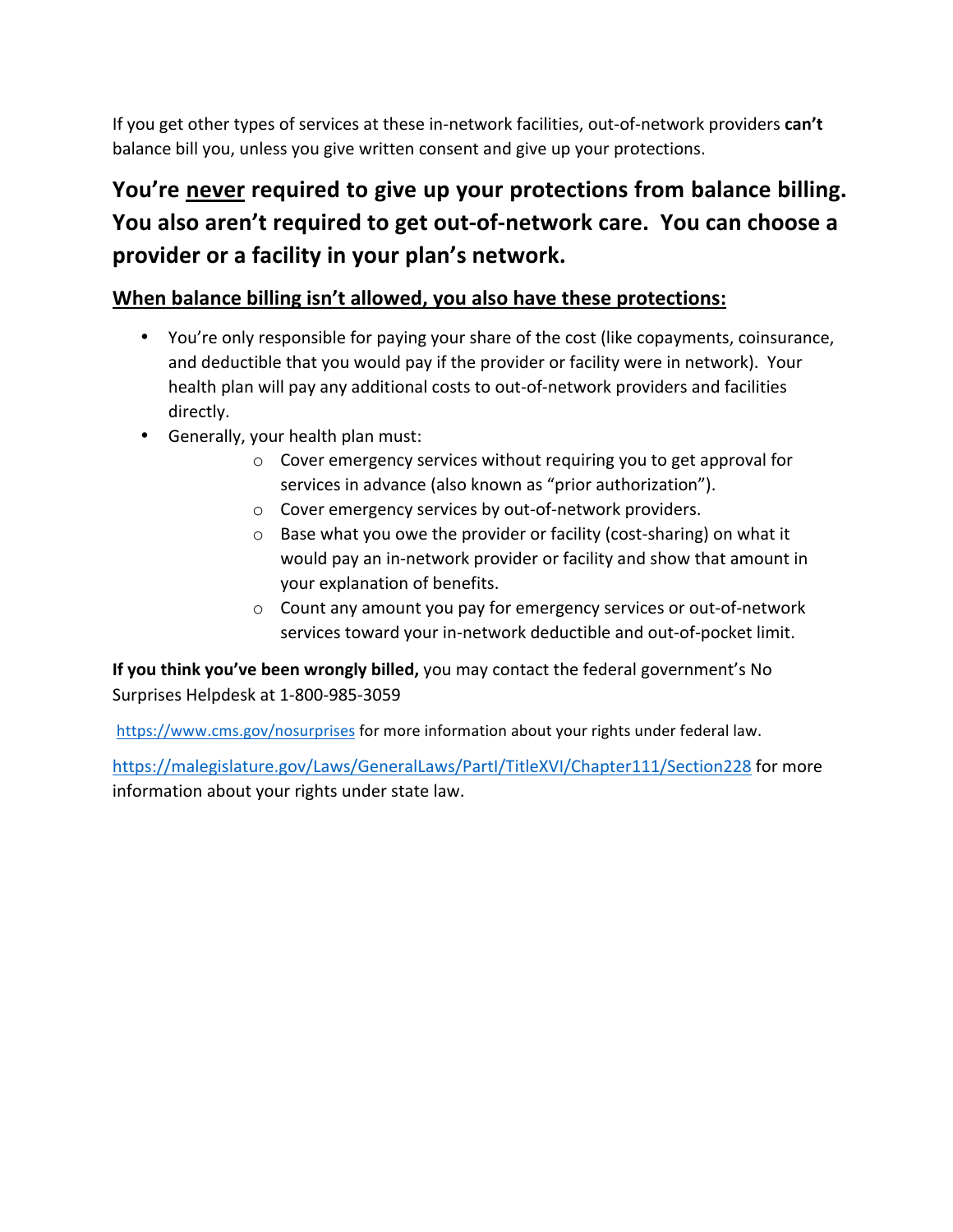If you get other types of services at these in-network facilities, out-of-network providers **can't** balance bill you, unless you give written consent and give up your protections.

## You're <u>never</u> required to give up your protections from balance billing. You also aren't required to get out-of-network care. You can choose a provider or a facility in your plan's network.

### <u>When balance billing isn't allowed, you also have these protections:</u>

- You're only responsible for paying your share of the cost (like copayments, coinsurance, and deductible that you would pay if the provider or facility were in network). Your health plan will pay any additional costs to out-of-network providers and facilities directly.
- Generally, your health plan must:
  - Cover emergency services without requiring you to get approval for services in advance (also known as "prior authorization").
  - Cover emergency services by out-of-network providers.
  - Base what you owe the provider or facility (cost-sharing) on what it would pay an in-network provider or facility and show that amount in your explanation of benefits.
  - Count any amount you pay for emergency services or out-of-network services toward your in-network deductible and out-of-pocket limit.

**If you think you've been wrongly billed,** you may contact the federal government's No Surprises Helpdesk at 1-800-985-3059

https://www.cms.gov/nosurprises for more information about your rights under federal law.

https://malegislature.gov/Laws/GeneralLaws/PartI/TitleXVI/Chapter111/Section228 for more information about your rights under state law.